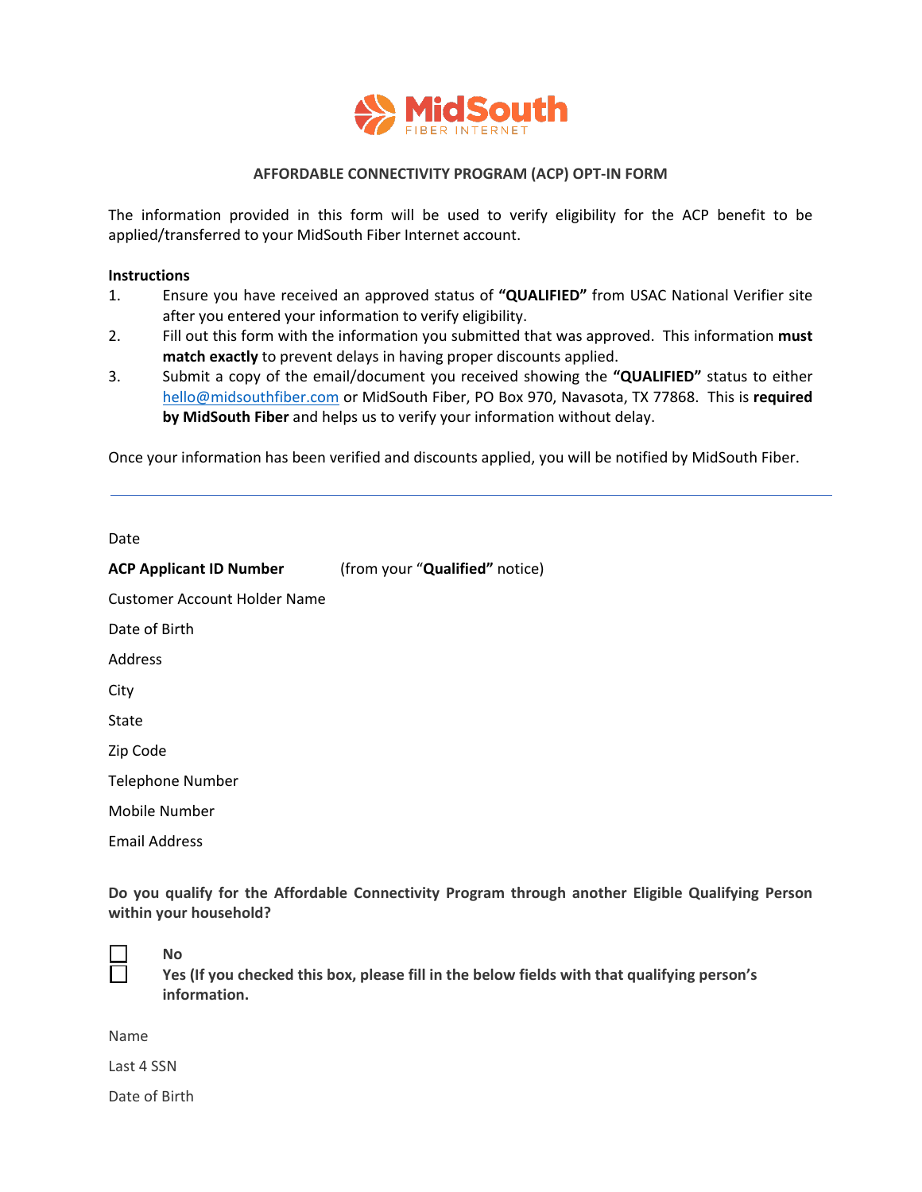MidSouth FIBER INTERNET

## AFFORDABLE CONNECTIVITY PROGRAM (ACP) OPT-IN FORM

The information provided in this form will be used to verify eligibility for the ACP benefit to be applied/transferred to your MidSouth Fiber Internet account.

**Instructions**

1. Ensure you have received an approved status of **"QUALIFIED"** from USAC National Verifier site after you entered your information to verify eligibility.
2. Fill out this form with the information you submitted that was approved. This information **must match exactly** to prevent delays in having proper discounts applied.
3. Submit a copy of the email/document you received showing the **"QUALIFIED"** status to either hello@midsouthfiber.com or MidSouth Fiber, PO Box 970, Navasota, TX 77868. This is **required by MidSouth Fiber** and helps us to verify your information without delay.

Once your information has been verified and discounts applied, you will be notified by MidSouth Fiber.

---

Date

**ACP Applicant ID Number** (from your "**Qualified**" notice)

Customer Account Holder Name

Date of Birth

Address

City

State

Zip Code

Telephone Number

Mobile Number

Email Address

**Do you qualify for the Affordable Connectivity Program through another Eligible Qualifying Person within your household?**

☐ **No**

☐ **Yes (If you checked this box, please fill in the below fields with that qualifying person's information.**

Name

Last 4 SSN

Date of Birth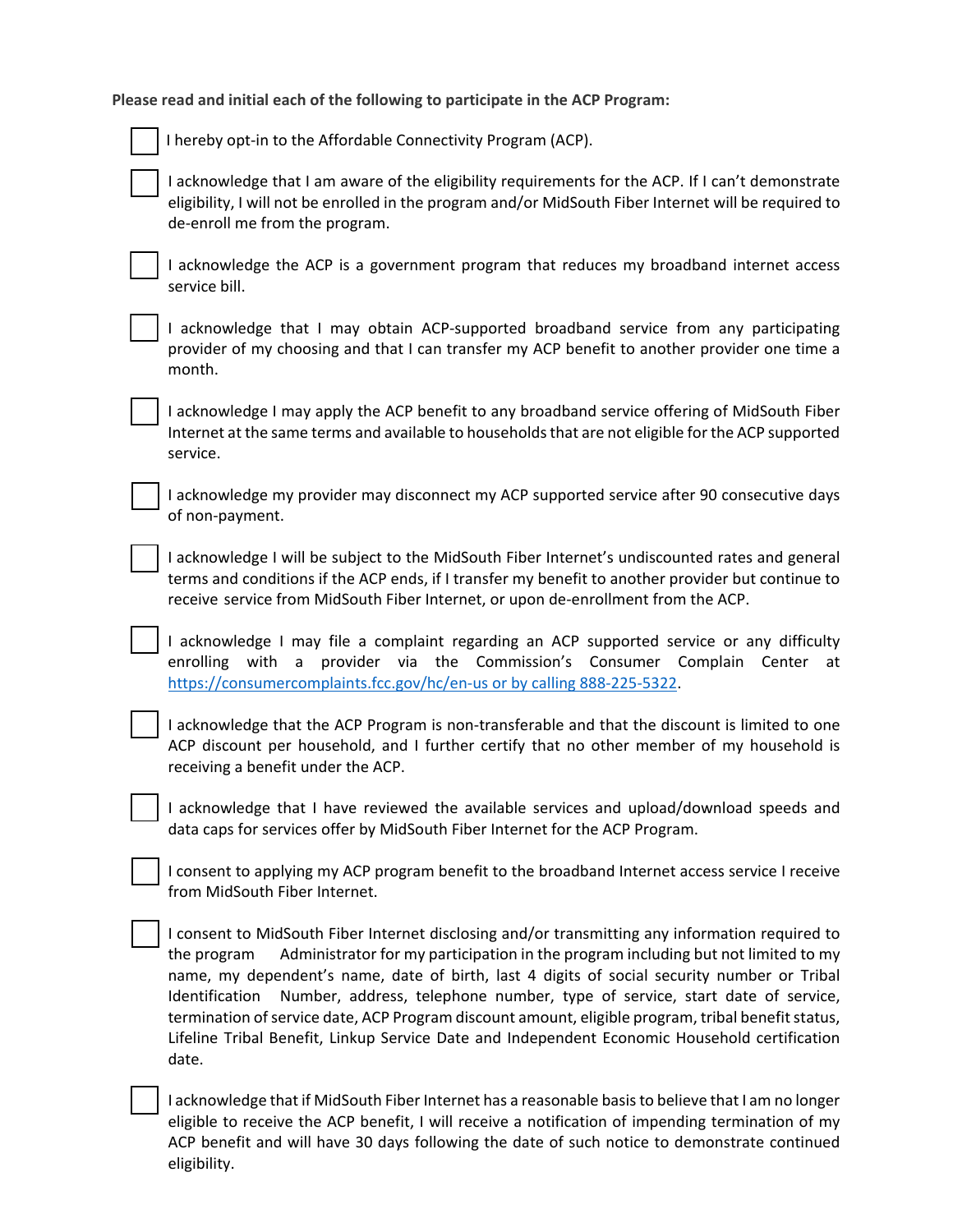**Please read and initial each of the following to participate in the ACP Program:**

- [ ] I hereby opt-in to the Affordable Connectivity Program (ACP).

- [ ] I acknowledge that I am aware of the eligibility requirements for the ACP. If I can't demonstrate eligibility, I will not be enrolled in the program and/or MidSouth Fiber Internet will be required to de-enroll me from the program.

- [ ] I acknowledge the ACP is a government program that reduces my broadband internet access service bill.

- [ ] I acknowledge that I may obtain ACP-supported broadband service from any participating provider of my choosing and that I can transfer my ACP benefit to another provider one time a month.

- [ ] I acknowledge I may apply the ACP benefit to any broadband service offering of MidSouth Fiber Internet at the same terms and available to households that are not eligible for the ACP supported service.

- [ ] I acknowledge my provider may disconnect my ACP supported service after 90 consecutive days of non-payment.

- [ ] I acknowledge I will be subject to the MidSouth Fiber Internet's undiscounted rates and general terms and conditions if the ACP ends, if I transfer my benefit to another provider but continue to receive service from MidSouth Fiber Internet, or upon de-enrollment from the ACP.

- [ ] I acknowledge I may file a complaint regarding an ACP supported service or any difficulty enrolling with a provider via the Commission's Consumer Complain Center at [https://consumercomplaints.fcc.gov/hc/en-us or by calling 888-225-5322](https://consumercomplaints.fcc.gov/hc/en-us).

- [ ] I acknowledge that the ACP Program is non-transferable and that the discount is limited to one ACP discount per household, and I further certify that no other member of my household is receiving a benefit under the ACP.

- [ ] I acknowledge that I have reviewed the available services and upload/download speeds and data caps for services offer by MidSouth Fiber Internet for the ACP Program.

- [ ] I consent to applying my ACP program benefit to the broadband Internet access service I receive from MidSouth Fiber Internet.

- [ ] I consent to MidSouth Fiber Internet disclosing and/or transmitting any information required to the program Administrator for my participation in the program including but not limited to my name, my dependent's name, date of birth, last 4 digits of social security number or Tribal Identification Number, address, telephone number, type of service, start date of service, termination of service date, ACP Program discount amount, eligible program, tribal benefit status, Lifeline Tribal Benefit, Linkup Service Date and Independent Economic Household certification date.

- [ ] I acknowledge that if MidSouth Fiber Internet has a reasonable basis to believe that I am no longer eligible to receive the ACP benefit, I will receive a notification of impending termination of my ACP benefit and will have 30 days following the date of such notice to demonstrate continued eligibility.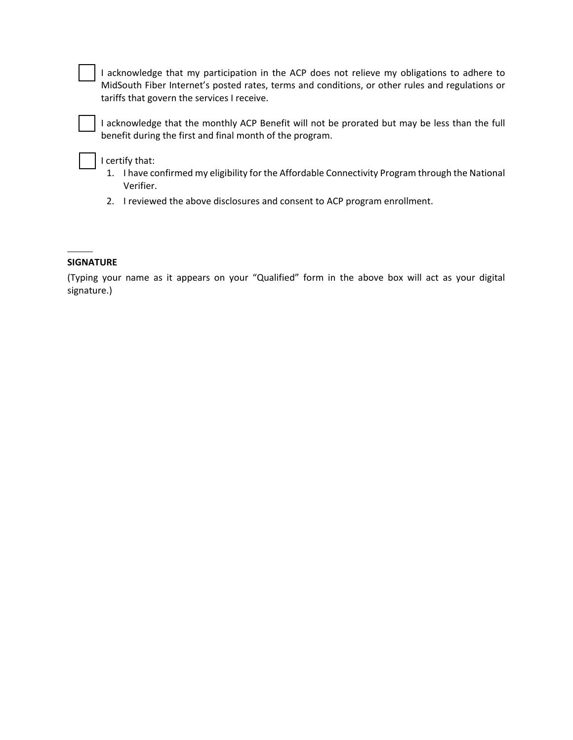- [ ] I acknowledge that my participation in the ACP does not relieve my obligations to adhere to MidSouth Fiber Internet's posted rates, terms and conditions, or other rules and regulations or tariffs that govern the services I receive.

- [ ] I acknowledge that the monthly ACP Benefit will not be prorated but may be less than the full benefit during the first and final month of the program.

- [ ] I certify that:
  1. I have confirmed my eligibility for the Affordable Connectivity Program through the National Verifier.
  2. I reviewed the above disclosures and consent to ACP program enrollment.

______

**SIGNATURE**

(Typing your name as it appears on your "Qualified" form in the above box will act as your digital signature.)